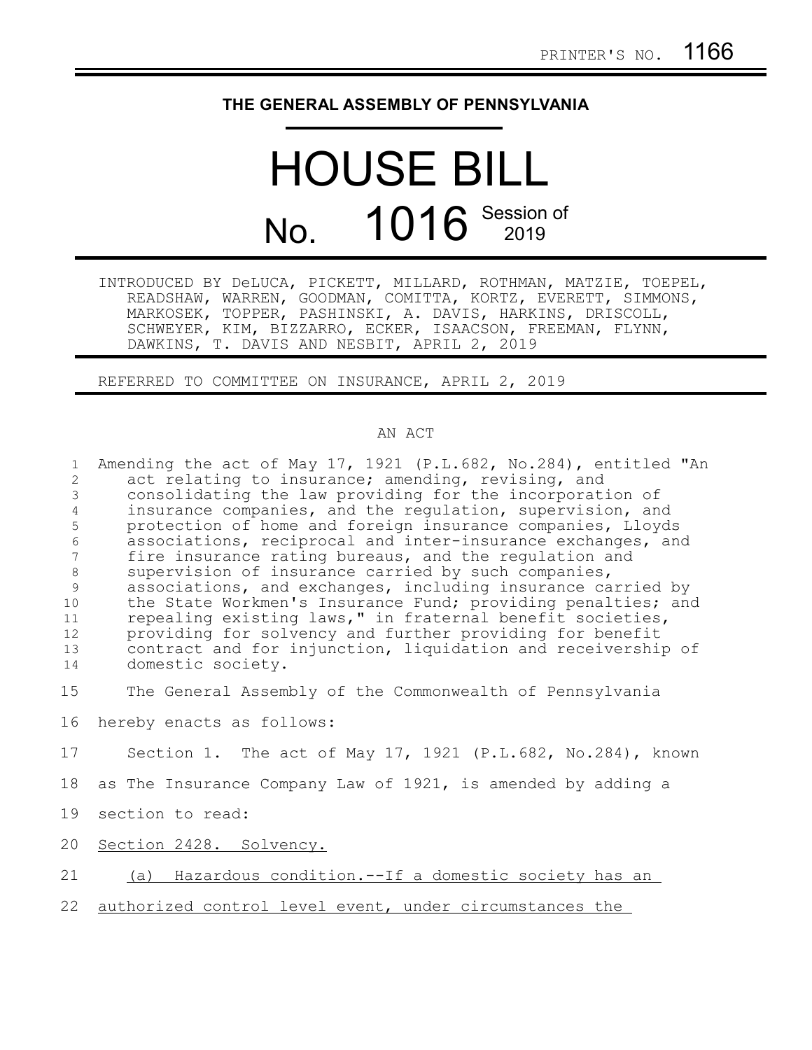PRINTER'S NO. 1166

**THE GENERAL ASSEMBLY OF PENNSYLVANIA**

# HOUSE BILL

# No. 1016 Session of 2019

INTRODUCED BY DeLUCA, PICKETT, MILLARD, ROTHMAN, MATZIE, TOEPEL, READSHAW, WARREN, GOODMAN, COMITTA, KORTZ, EVERETT, SIMMONS, MARKOSEK, TOPPER, PASHINSKI, A. DAVIS, HARKINS, DRISCOLL, SCHWEYER, KIM, BIZZARRO, ECKER, ISAACSON, FREEMAN, FLYNN, DAWKINS, T. DAVIS AND NESBIT, APRIL 2, 2019

REFERRED TO COMMITTEE ON INSURANCE, APRIL 2, 2019

AN ACT

Amending the act of May 17, 1921 (P.L.682, No.284), entitled "An act relating to insurance; amending, revising, and consolidating the law providing for the incorporation of insurance companies, and the regulation, supervision, and protection of home and foreign insurance companies, Lloyds associations, reciprocal and inter-insurance exchanges, and fire insurance rating bureaus, and the regulation and supervision of insurance carried by such companies, associations, and exchanges, including insurance carried by the State Workmen's Insurance Fund; providing penalties; and repealing existing laws," in fraternal benefit societies, providing for solvency and further providing for benefit contract and for injunction, liquidation and receivership of domestic society.

The General Assembly of the Commonwealth of Pennsylvania hereby enacts as follows:

Section 1. The act of May 17, 1921 (P.L.682, No.284), known as The Insurance Company Law of 1921, is amended by adding a section to read:

<u>Section 2428. Solvency.</u>

<u>(a) Hazardous condition.--If a domestic society has an authorized control level event, under circumstances the</u>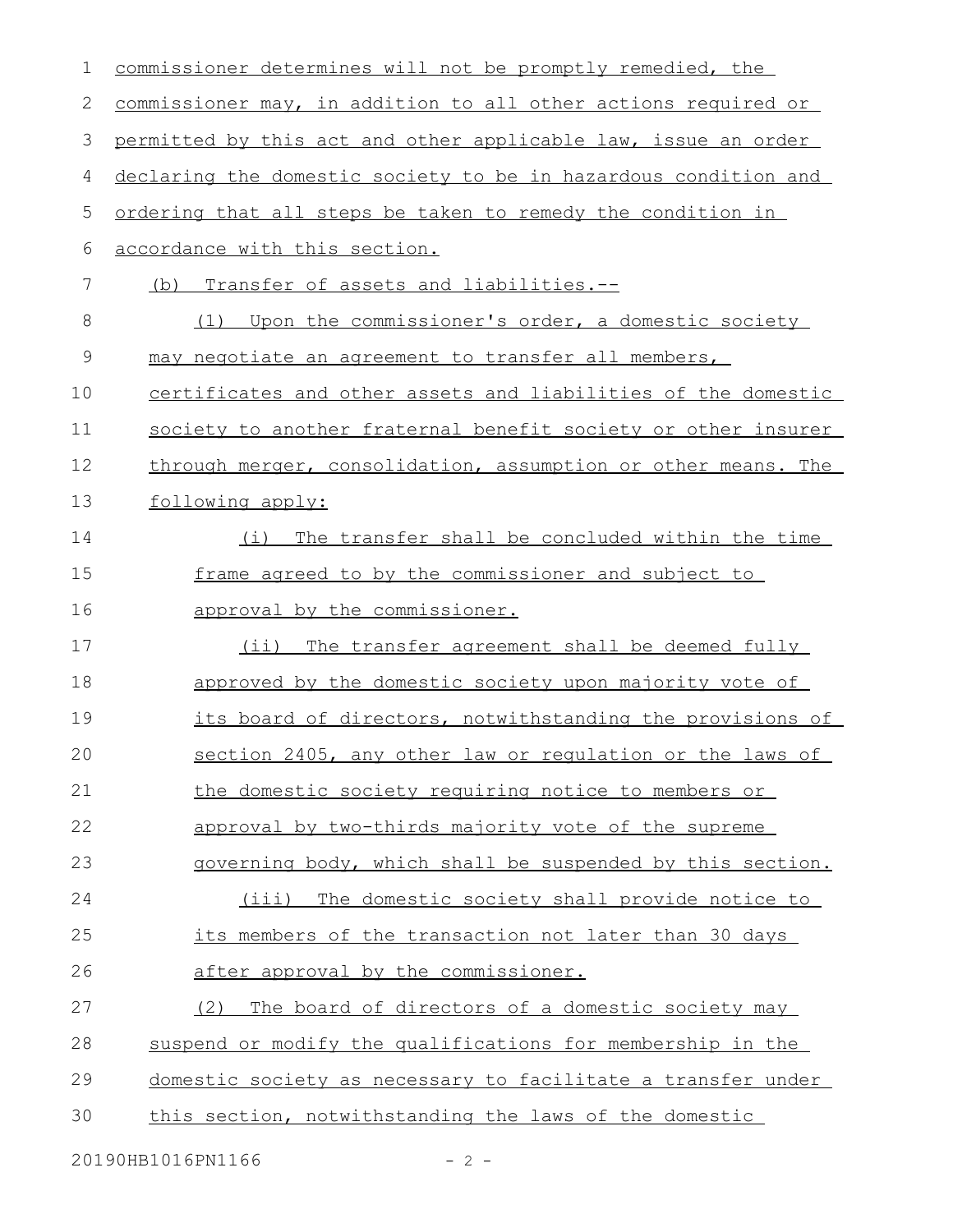commissioner determines will not be promptly remedied, the commissioner may, in addition to all other actions required or permitted by this act and other applicable law, issue an order declaring the domestic society to be in hazardous condition and ordering that all steps be taken to remedy the condition in accordance with this section.

(b) Transfer of assets and liabilities.--

(1) Upon the commissioner's order, a domestic society may negotiate an agreement to transfer all members, certificates and other assets and liabilities of the domestic society to another fraternal benefit society or other insurer through merger, consolidation, assumption or other means. The following apply:

(i) The transfer shall be concluded within the time frame agreed to by the commissioner and subject to approval by the commissioner.

(ii) The transfer agreement shall be deemed fully approved by the domestic society upon majority vote of its board of directors, notwithstanding the provisions of section 2405, any other law or regulation or the laws of the domestic society requiring notice to members or approval by two-thirds majority vote of the supreme governing body, which shall be suspended by this section.

(iii) The domestic society shall provide notice to its members of the transaction not later than 30 days after approval by the commissioner.

(2) The board of directors of a domestic society may suspend or modify the qualifications for membership in the domestic society as necessary to facilitate a transfer under this section, notwithstanding the laws of the domestic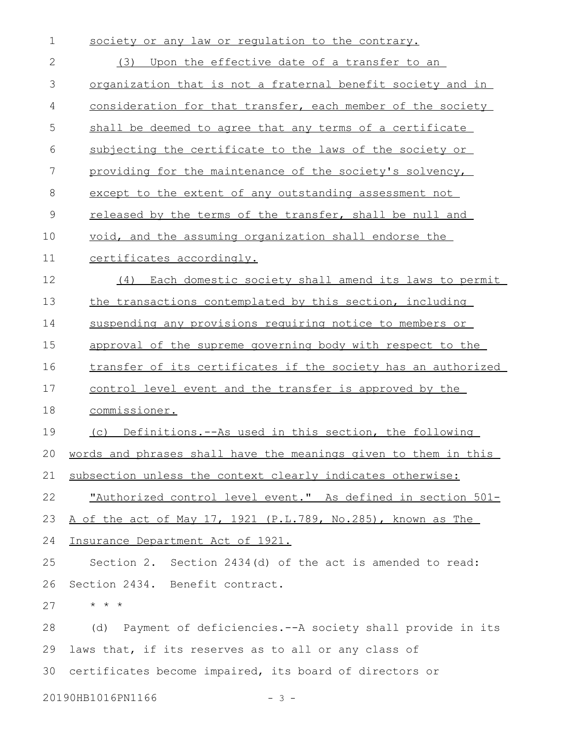society or any law or regulation to the contrary.

(3) Upon the effective date of a transfer to an organization that is not a fraternal benefit society and in consideration for that transfer, each member of the society shall be deemed to agree that any terms of a certificate subjecting the certificate to the laws of the society or providing for the maintenance of the society's solvency, except to the extent of any outstanding assessment not released by the terms of the transfer, shall be null and void, and the assuming organization shall endorse the certificates accordingly.

(4) Each domestic society shall amend its laws to permit the transactions contemplated by this section, including suspending any provisions requiring notice to members or approval of the supreme governing body with respect to the transfer of its certificates if the society has an authorized control level event and the transfer is approved by the commissioner.

(c) Definitions.--As used in this section, the following words and phrases shall have the meanings given to them in this subsection unless the context clearly indicates otherwise:

"Authorized control level event." As defined in section 501-A of the act of May 17, 1921 (P.L.789, No.285), known as The Insurance Department Act of 1921.

Section 2. Section 2434(d) of the act is amended to read:

Section 2434. Benefit contract.

* * *

(d) Payment of deficiencies.--A society shall provide in its laws that, if its reserves as to all or any class of certificates become impaired, its board of directors or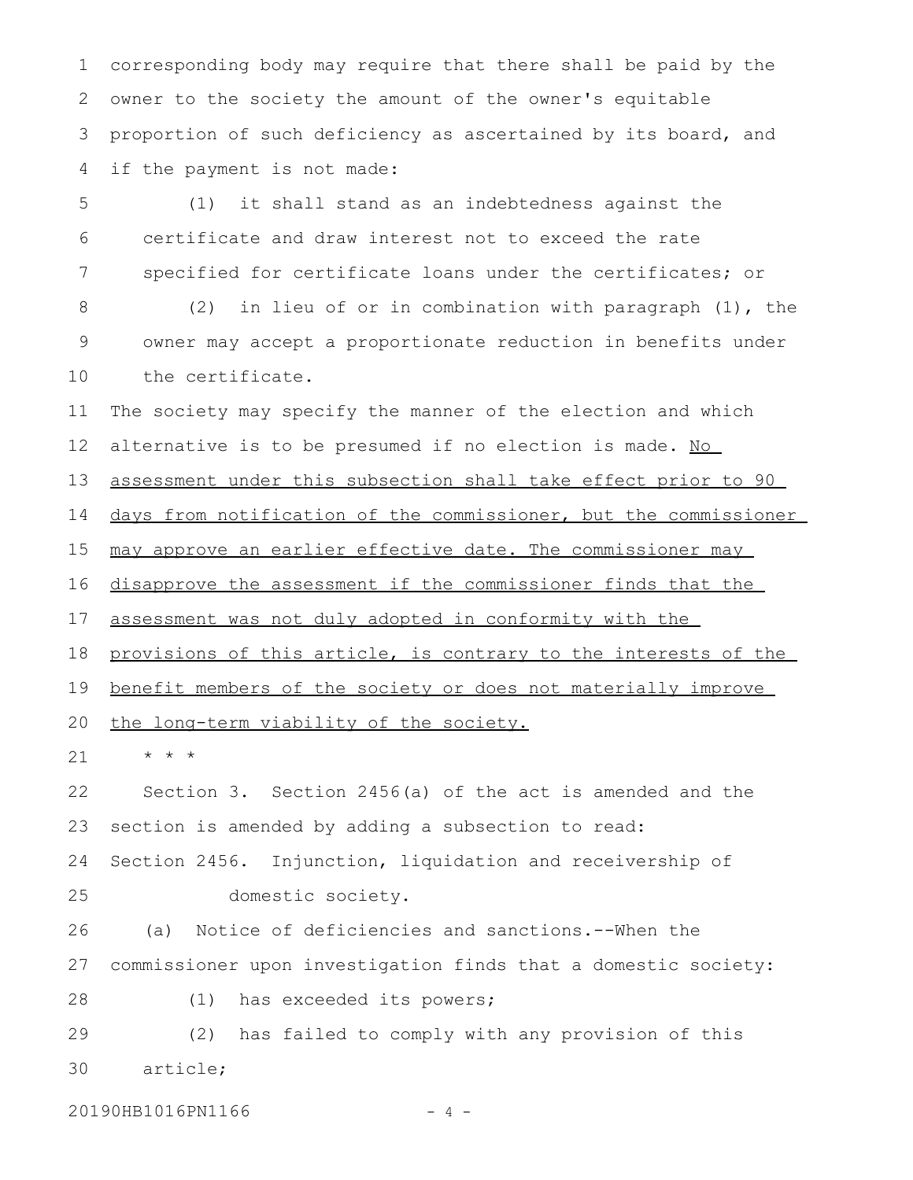corresponding body may require that there shall be paid by the owner to the society the amount of the owner's equitable proportion of such deficiency as ascertained by its board, and if the payment is not made:

(1) it shall stand as an indebtedness against the certificate and draw interest not to exceed the rate specified for certificate loans under the certificates; or

(2) in lieu of or in combination with paragraph (1), the owner may accept a proportionate reduction in benefits under the certificate.

The society may specify the manner of the election and which alternative is to be presumed if no election is made. <u>No assessment under this subsection shall take effect prior to 90 days from notification of the commissioner, but the commissioner may approve an earlier effective date. The commissioner may disapprove the assessment if the commissioner finds that the assessment was not duly adopted in conformity with the provisions of this article, is contrary to the interests of the benefit members of the society or does not materially improve the long-term viability of the society.</u>

* * *

Section 3. Section 2456(a) of the act is amended and the section is amended by adding a subsection to read:

Section 2456. Injunction, liquidation and receivership of domestic society.

(a) Notice of deficiencies and sanctions.--When the commissioner upon investigation finds that a domestic society:

(1) has exceeded its powers;

(2) has failed to comply with any provision of this article;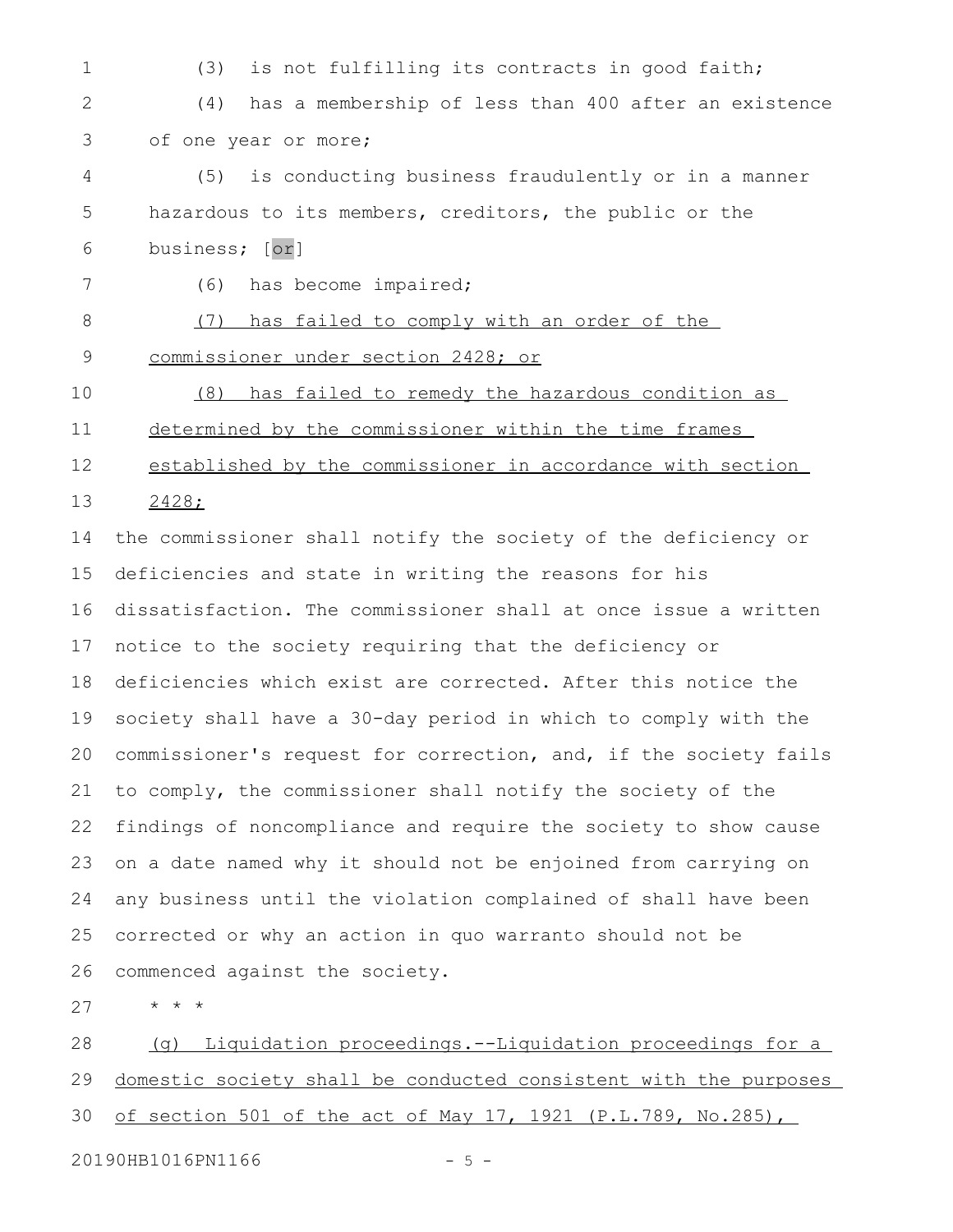(3) is not fulfilling its contracts in good faith;

(4) has a membership of less than 400 after an existence of one year or more;

(5) is conducting business fraudulently or in a manner hazardous to its members, creditors, the public or the business; [or]

(6) has become impaired;

<u>(7) has failed to comply with an order of the commissioner under section 2428; or</u>

<u>(8) has failed to remedy the hazardous condition as determined by the commissioner within the time frames established by the commissioner in accordance with section 2428;</u>

the commissioner shall notify the society of the deficiency or deficiencies and state in writing the reasons for his dissatisfaction. The commissioner shall at once issue a written notice to the society requiring that the deficiency or deficiencies which exist are corrected. After this notice the society shall have a 30-day period in which to comply with the commissioner's request for correction, and, if the society fails to comply, the commissioner shall notify the society of the findings of noncompliance and require the society to show cause on a date named why it should not be enjoined from carrying on any business until the violation complained of shall have been corrected or why an action in quo warranto should not be commenced against the society.

* * *

<u>(g) Liquidation proceedings.--Liquidation proceedings for a domestic society shall be conducted consistent with the purposes of section 501 of the act of May 17, 1921 (P.L.789, No.285),</u>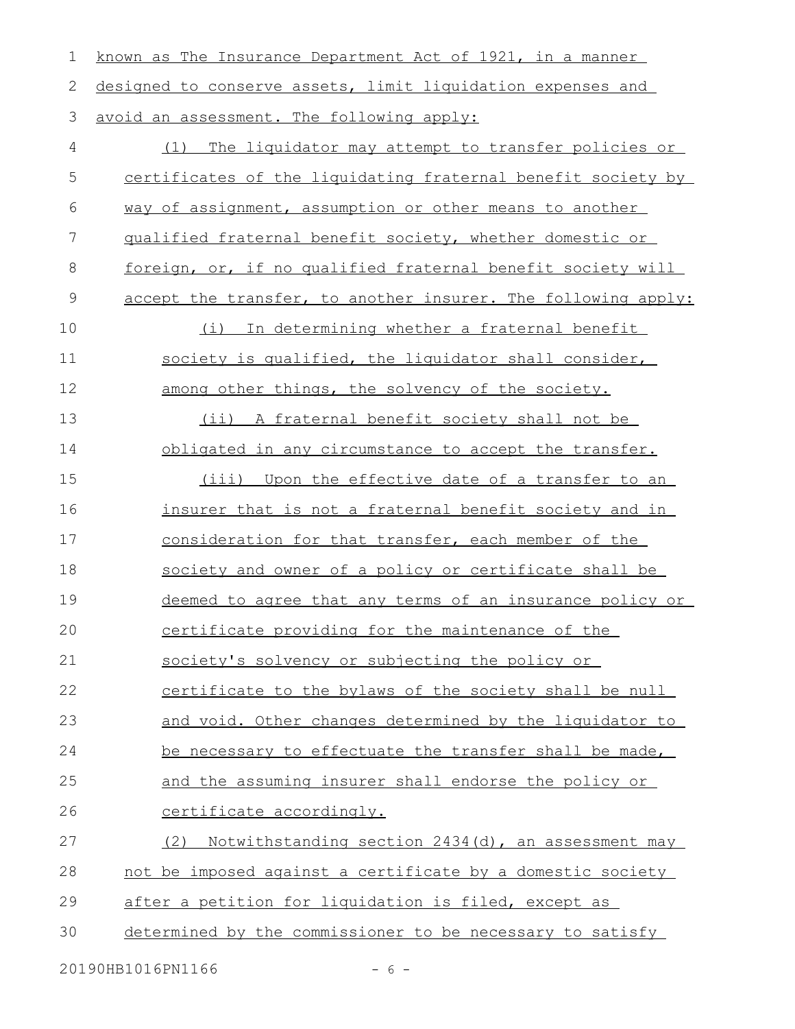known as The Insurance Department Act of 1921, in a manner designed to conserve assets, limit liquidation expenses and avoid an assessment. The following apply:

(1) The liquidator may attempt to transfer policies or certificates of the liquidating fraternal benefit society by way of assignment, assumption or other means to another qualified fraternal benefit society, whether domestic or foreign, or, if no qualified fraternal benefit society will accept the transfer, to another insurer. The following apply:

(i) In determining whether a fraternal benefit society is qualified, the liquidator shall consider, among other things, the solvency of the society.

(ii) A fraternal benefit society shall not be obligated in any circumstance to accept the transfer.

(iii) Upon the effective date of a transfer to an insurer that is not a fraternal benefit society and in consideration for that transfer, each member of the society and owner of a policy or certificate shall be deemed to agree that any terms of an insurance policy or certificate providing for the maintenance of the society's solvency or subjecting the policy or certificate to the bylaws of the society shall be null and void. Other changes determined by the liquidator to be necessary to effectuate the transfer shall be made, and the assuming insurer shall endorse the policy or certificate accordingly.

(2) Notwithstanding section 2434(d), an assessment may not be imposed against a certificate by a domestic society after a petition for liquidation is filed, except as determined by the commissioner to be necessary to satisfy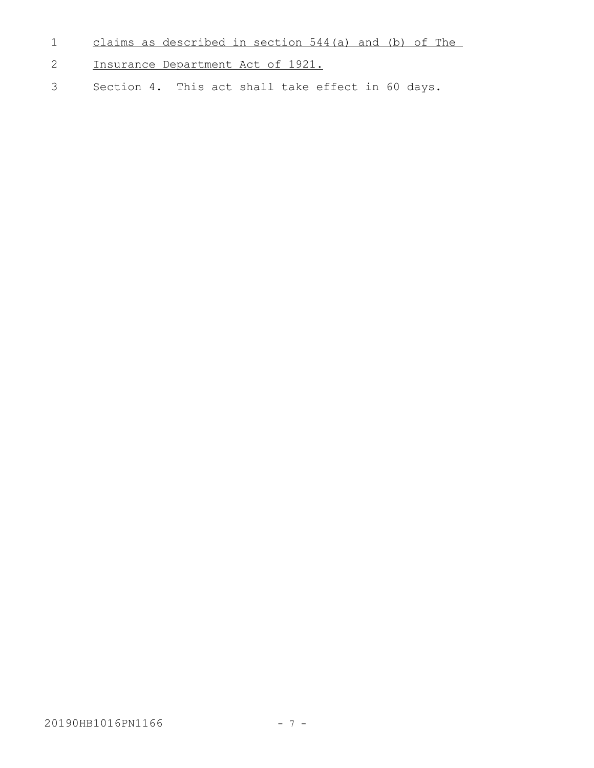claims as described in section 544(a) and (b) of The Insurance Department Act of 1921.

Section 4. This act shall take effect in 60 days.